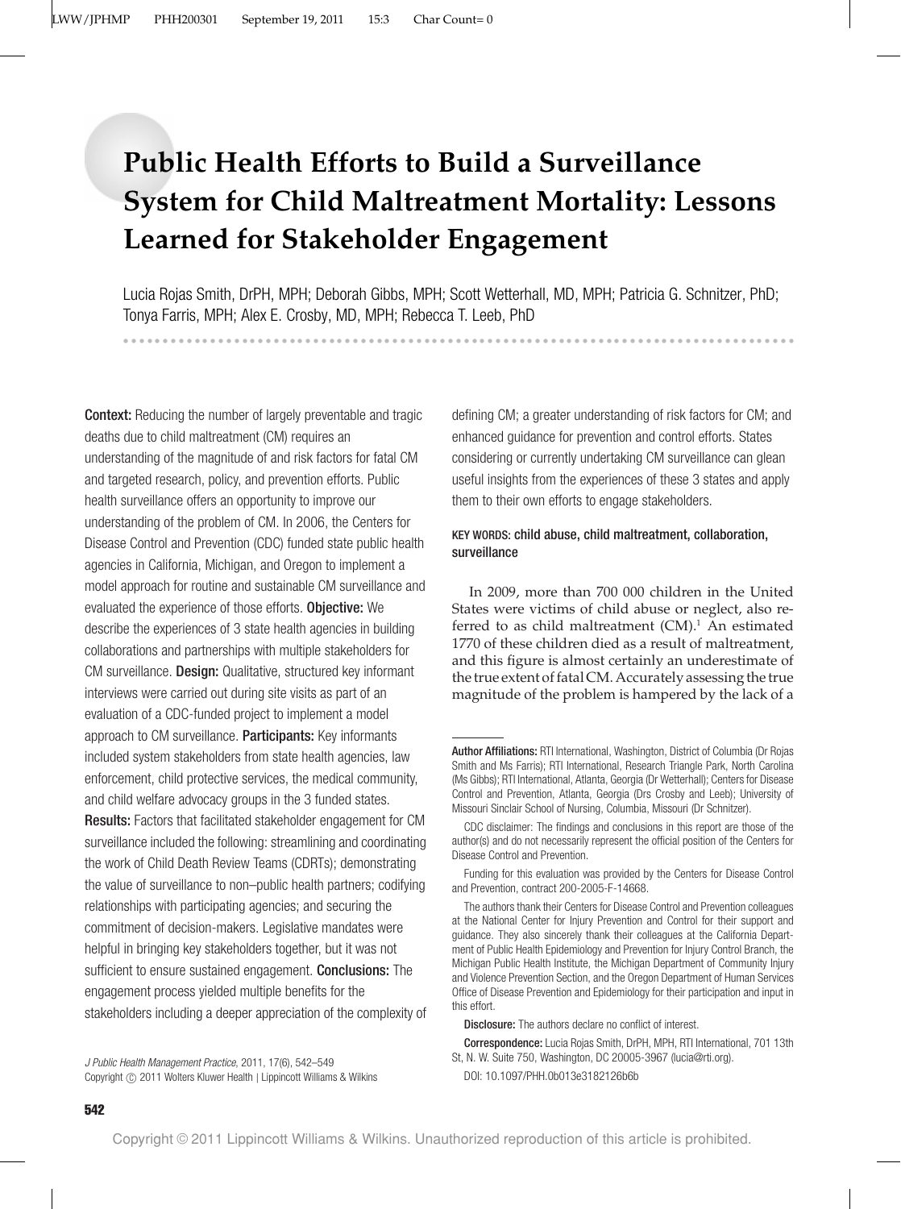# Public Health Efforts to Build a Surveillance System for Child Maltreatment Mortality: Lessons Learned for Stakeholder Engagement

Lucia Rojas Smith, DrPH, MPH; Deborah Gibbs, MPH; Scott Wetterhall, MD, MPH; Patricia G. Schnitzer, PhD; Tonya Farris, MPH; Alex E. Crosby, MD, MPH; Rebecca T. Leeb, PhD

**Context:** Reducing the number of largely preventable and tragic deaths due to child maltreatment (CM) requires an understanding of the magnitude of and risk factors for fatal CM and targeted research, policy, and prevention efforts. Public health surveillance offers an opportunity to improve our understanding of the problem of CM. In 2006, the Centers for Disease Control and Prevention (CDC) funded state public health agencies in California, Michigan, and Oregon to implement a model approach for routine and sustainable CM surveillance and evaluated the experience of those efforts. **Objective:** We describe the experiences of 3 state health agencies in building collaborations and partnerships with multiple stakeholders for CM surveillance. **Design:** Qualitative, structured key informant interviews were carried out during site visits as part of an evaluation of a CDC-funded project to implement a model approach to CM surveillance. **Participants:** Key informants included system stakeholders from state health agencies, law enforcement, child protective services, the medical community, and child welfare advocacy groups in the 3 funded states. **Results:** Factors that facilitated stakeholder engagement for CM surveillance included the following: streamlining and coordinating the work of Child Death Review Teams (CDRTs); demonstrating the value of surveillance to non–public health partners; codifying relationships with participating agencies; and securing the commitment of decision-makers. Legislative mandates were helpful in bringing key stakeholders together, but it was not sufficient to ensure sustained engagement. **Conclusions:** The engagement process yielded multiple benefits for the stakeholders including a deeper appreciation of the complexity of defining CM; a greater understanding of risk factors for CM; and enhanced guidance for prevention and control efforts. States considering or currently undertaking CM surveillance can glean useful insights from the experiences of these 3 states and apply them to their own efforts to engage stakeholders.

*J Public Health Management Practice*, 2011, 17(6), 542–549
Copyright © 2011 Wolters Kluwer Health | Lippincott Williams & Wilkins

**KEY WORDS:** child abuse, child maltreatment, collaboration, surveillance

In 2009, more than 700 000 children in the United States were victims of child abuse or neglect, also referred to as child maltreatment (CM).[1] An estimated 1770 of these children died as a result of maltreatment, and this figure is almost certainly an underestimate of the true extent of fatal CM. Accurately assessing the true magnitude of the problem is hampered by the lack of a

---

**Author Affiliations:** RTI International, Washington, District of Columbia (Dr Rojas Smith and Ms Farris); RTI International, Research Triangle Park, North Carolina (Ms Gibbs); RTI International, Atlanta, Georgia (Dr Wetterhall); Centers for Disease Control and Prevention, Atlanta, Georgia (Drs Crosby and Leeb); University of Missouri Sinclair School of Nursing, Columbia, Missouri (Dr Schnitzer).

CDC disclaimer: The findings and conclusions in this report are those of the author(s) and do not necessarily represent the official position of the Centers for Disease Control and Prevention.

Funding for this evaluation was provided by the Centers for Disease Control and Prevention, contract 200-2005-F-14668.

The authors thank their Centers for Disease Control and Prevention colleagues at the National Center for Injury Prevention and Control for their support and guidance. They also sincerely thank their colleagues at the California Department of Public Health Epidemiology and Prevention for Injury Control Branch, the Michigan Public Health Institute, the Michigan Department of Community Injury and Violence Prevention Section, and the Oregon Department of Human Services Office of Disease Prevention and Epidemiology for their participation and input in this effort.

**Disclosure:** The authors declare no conflict of interest.

**Correspondence:** Lucia Rojas Smith, DrPH, MPH, RTI International, 701 13th St, N. W. Suite 750, Washington, DC 20005-3967 (lucia@rti.org).

DOI: 10.1097/PHH.0b013e3182126b6b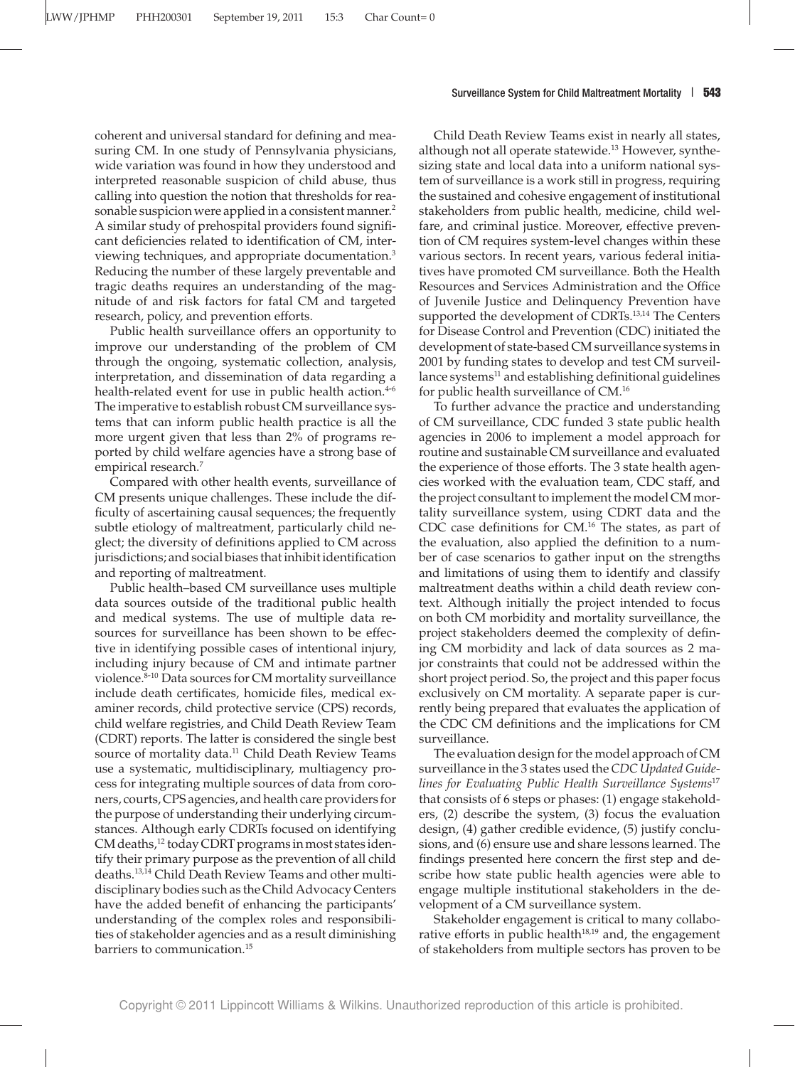coherent and universal standard for defining and measuring CM. In one study of Pennsylvania physicians, wide variation was found in how they understood and interpreted reasonable suspicion of child abuse, thus calling into question the notion that thresholds for reasonable suspicion were applied in a consistent manner.[2] A similar study of prehospital providers found significant deficiencies related to identification of CM, interviewing techniques, and appropriate documentation.[3] Reducing the number of these largely preventable and tragic deaths requires an understanding of the magnitude of and risk factors for fatal CM and targeted research, policy, and prevention efforts.

Public health surveillance offers an opportunity to improve our understanding of the problem of CM through the ongoing, systematic collection, analysis, interpretation, and dissemination of data regarding a health-related event for use in public health action.[4-6] The imperative to establish robust CM surveillance systems that can inform public health practice is all the more urgent given that less than 2% of programs reported by child welfare agencies have a strong base of empirical research.[7]

Compared with other health events, surveillance of CM presents unique challenges. These include the difficulty of ascertaining causal sequences; the frequently subtle etiology of maltreatment, particularly child neglect; the diversity of definitions applied to CM across jurisdictions; and social biases that inhibit identification and reporting of maltreatment.

Public health–based CM surveillance uses multiple data sources outside of the traditional public health and medical systems. The use of multiple data resources for surveillance has been shown to be effective in identifying possible cases of intentional injury, including injury because of CM and intimate partner violence.[8-10] Data sources for CM mortality surveillance include death certificates, homicide files, medical examiner records, child protective service (CPS) records, child welfare registries, and Child Death Review Team (CDRT) reports. The latter is considered the single best source of mortality data.[11] Child Death Review Teams use a systematic, multidisciplinary, multiagency process for integrating multiple sources of data from coroners, courts, CPS agencies, and health care providers for the purpose of understanding their underlying circumstances. Although early CDRTs focused on identifying CM deaths,[12] today CDRT programs in most states identify their primary purpose as the prevention of all child deaths.[13,14] Child Death Review Teams and other multidisciplinary bodies such as the Child Advocacy Centers have the added benefit of enhancing the participants' understanding of the complex roles and responsibilities of stakeholder agencies and as a result diminishing barriers to communication.[15]

Child Death Review Teams exist in nearly all states, although not all operate statewide.[13] However, synthesizing state and local data into a uniform national system of surveillance is a work still in progress, requiring the sustained and cohesive engagement of institutional stakeholders from public health, medicine, child welfare, and criminal justice. Moreover, effective prevention of CM requires system-level changes within these various sectors. In recent years, various federal initiatives have promoted CM surveillance. Both the Health Resources and Services Administration and the Office of Juvenile Justice and Delinquency Prevention have supported the development of CDRTs.[13,14] The Centers for Disease Control and Prevention (CDC) initiated the development of state-based CM surveillance systems in 2001 by funding states to develop and test CM surveillance systems[11] and establishing definitional guidelines for public health surveillance of CM.[16]

To further advance the practice and understanding of CM surveillance, CDC funded 3 state public health agencies in 2006 to implement a model approach for routine and sustainable CM surveillance and evaluated the experience of those efforts. The 3 state health agencies worked with the evaluation team, CDC staff, and the project consultant to implement the model CM mortality surveillance system, using CDRT data and the CDC case definitions for CM.[16] The states, as part of the evaluation, also applied the definition to a number of case scenarios to gather input on the strengths and limitations of using them to identify and classify maltreatment deaths within a child death review context. Although initially the project intended to focus on both CM morbidity and mortality surveillance, the project stakeholders deemed the complexity of defining CM morbidity and lack of data sources as 2 major constraints that could not be addressed within the short project period. So, the project and this paper focus exclusively on CM mortality. A separate paper is currently being prepared that evaluates the application of the CDC CM definitions and the implications for CM surveillance.

The evaluation design for the model approach of CM surveillance in the 3 states used the *CDC Updated Guidelines for Evaluating Public Health Surveillance Systems*[17] that consists of 6 steps or phases: (1) engage stakeholders, (2) describe the system, (3) focus the evaluation design, (4) gather credible evidence, (5) justify conclusions, and (6) ensure use and share lessons learned. The findings presented here concern the first step and describe how state public health agencies were able to engage multiple institutional stakeholders in the development of a CM surveillance system.

Stakeholder engagement is critical to many collaborative efforts in public health[18,19] and, the engagement of stakeholders from multiple sectors has proven to be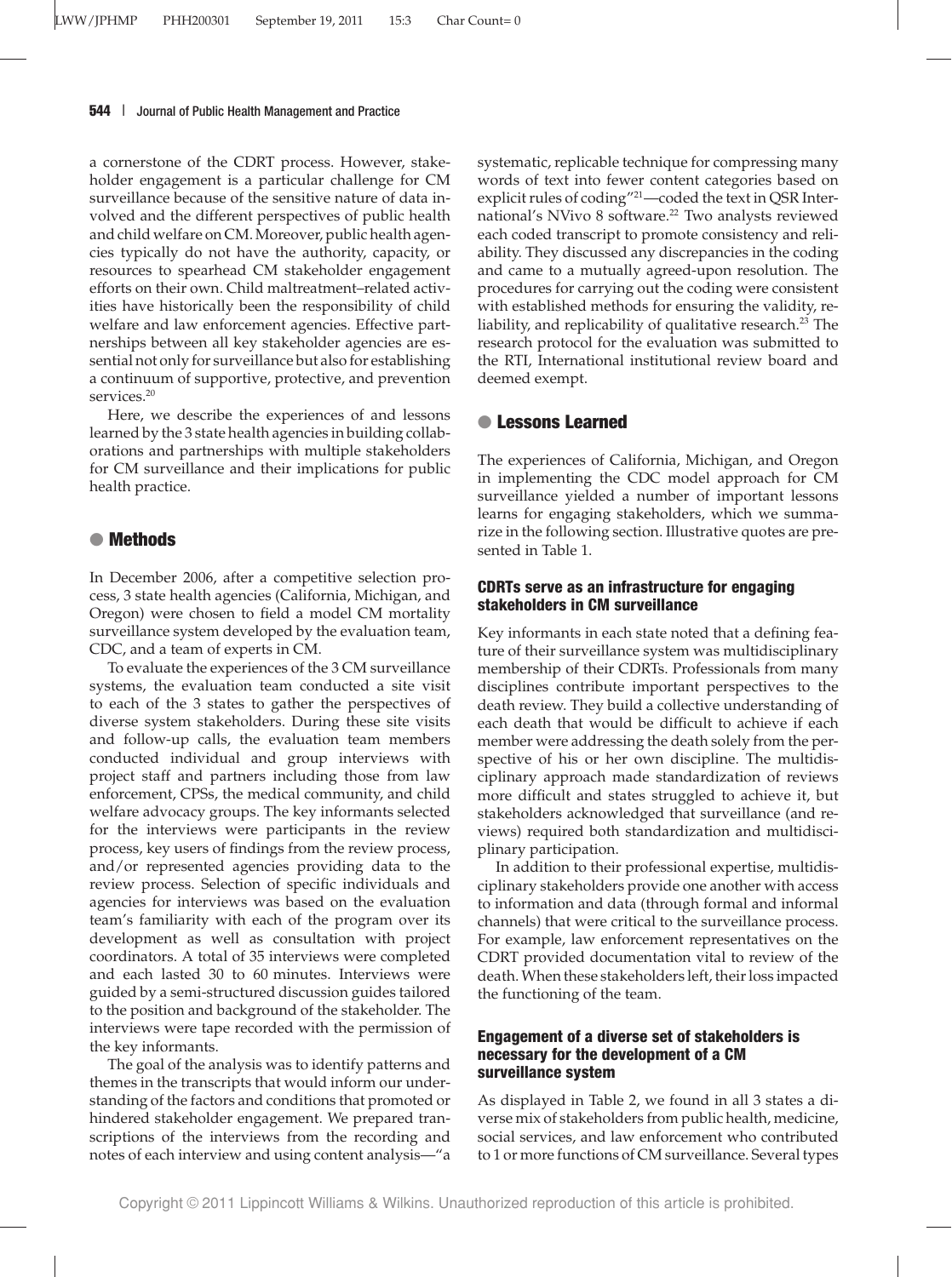a cornerstone of the CDRT process. However, stakeholder engagement is a particular challenge for CM surveillance because of the sensitive nature of data involved and the different perspectives of public health and child welfare on CM. Moreover, public health agencies typically do not have the authority, capacity, or resources to spearhead CM stakeholder engagement efforts on their own. Child maltreatment–related activities have historically been the responsibility of child welfare and law enforcement agencies. Effective partnerships between all key stakeholder agencies are essential not only for surveillance but also for establishing a continuum of supportive, protective, and prevention services.[20]

Here, we describe the experiences of and lessons learned by the 3 state health agencies in building collaborations and partnerships with multiple stakeholders for CM surveillance and their implications for public health practice.

## Methods

In December 2006, after a competitive selection process, 3 state health agencies (California, Michigan, and Oregon) were chosen to field a model CM mortality surveillance system developed by the evaluation team, CDC, and a team of experts in CM.

To evaluate the experiences of the 3 CM surveillance systems, the evaluation team conducted a site visit to each of the 3 states to gather the perspectives of diverse system stakeholders. During these site visits and follow-up calls, the evaluation team members conducted individual and group interviews with project staff and partners including those from law enforcement, CPSs, the medical community, and child welfare advocacy groups. The key informants selected for the interviews were participants in the review process, key users of findings from the review process, and/or represented agencies providing data to the review process. Selection of specific individuals and agencies for interviews was based on the evaluation team's familiarity with each of the program over its development as well as consultation with project coordinators. A total of 35 interviews were completed and each lasted 30 to 60 minutes. Interviews were guided by a semi-structured discussion guides tailored to the position and background of the stakeholder. The interviews were tape recorded with the permission of the key informants.

The goal of the analysis was to identify patterns and themes in the transcripts that would inform our understanding of the factors and conditions that promoted or hindered stakeholder engagement. We prepared transcriptions of the interviews from the recording and notes of each interview and using content analysis—"a systematic, replicable technique for compressing many words of text into fewer content categories based on explicit rules of coding"[21]—coded the text in QSR International's NVivo 8 software.[22] Two analysts reviewed each coded transcript to promote consistency and reliability. They discussed any discrepancies in the coding and came to a mutually agreed-upon resolution. The procedures for carrying out the coding were consistent with established methods for ensuring the validity, reliability, and replicability of qualitative research.[23] The research protocol for the evaluation was submitted to the RTI, International institutional review board and deemed exempt.

## Lessons Learned

The experiences of California, Michigan, and Oregon in implementing the CDC model approach for CM surveillance yielded a number of important lessons learns for engaging stakeholders, which we summarize in the following section. Illustrative quotes are presented in Table 1.

### CDRTs serve as an infrastructure for engaging stakeholders in CM surveillance

Key informants in each state noted that a defining feature of their surveillance system was multidisciplinary membership of their CDRTs. Professionals from many disciplines contribute important perspectives to the death review. They build a collective understanding of each death that would be difficult to achieve if each member were addressing the death solely from the perspective of his or her own discipline. The multidisciplinary approach made standardization of reviews more difficult and states struggled to achieve it, but stakeholders acknowledged that surveillance (and reviews) required both standardization and multidisciplinary participation.

In addition to their professional expertise, multidisciplinary stakeholders provide one another with access to information and data (through formal and informal channels) that were critical to the surveillance process. For example, law enforcement representatives on the CDRT provided documentation vital to review of the death. When these stakeholders left, their loss impacted the functioning of the team.

### Engagement of a diverse set of stakeholders is necessary for the development of a CM surveillance system

As displayed in Table 2, we found in all 3 states a diverse mix of stakeholders from public health, medicine, social services, and law enforcement who contributed to 1 or more functions of CM surveillance. Several types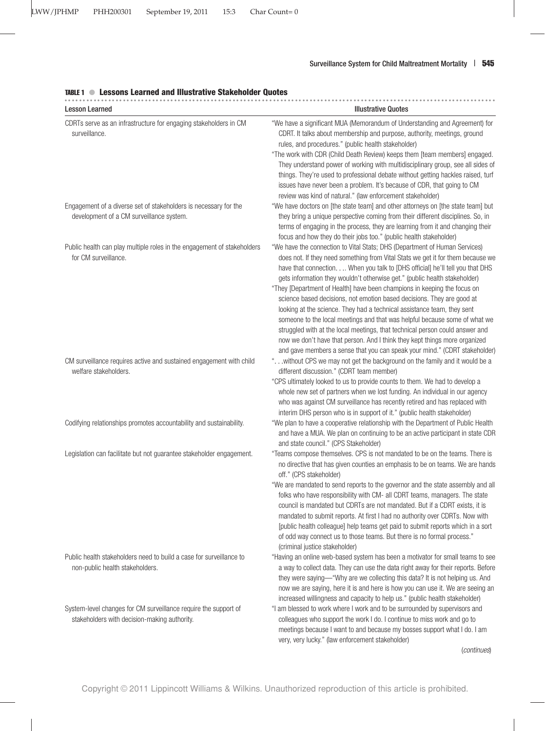**TABLE 1 ● Lessons Learned and Illustrative Stakeholder Quotes**

| Lesson Learned | Illustrative Quotes |
|---|---|
| CDRTs serve as an infrastructure for engaging stakeholders in CM surveillance. | "We have a significant MUA (Memorandum of Understanding and Agreement) for CDRT. It talks about membership and purpose, authority, meetings, ground rules, and procedures." (public health stakeholder)<br>"The work with CDR (Child Death Review) keeps them [team members] engaged. They understand power of working with multidisciplinary group, see all sides of things. They're used to professional debate without getting hackles raised, turf issues have never been a problem. It's because of CDR, that going to CM review was kind of natural." (law enforcement stakeholder) |
| Engagement of a diverse set of stakeholders is necessary for the development of a CM surveillance system. | "We have doctors on [the state team] and other attorneys on [the state team] but they bring a unique perspective coming from their different disciplines. So, in terms of engaging in the process, they are learning from it and changing their focus and how they do their jobs too." (public health stakeholder) |
| Public health can play multiple roles in the engagement of stakeholders for CM surveillance. | "We have the connection to Vital Stats; DHS (Department of Human Services) does not. If they need something from Vital Stats we get it for them because we have that connection. . .. When you talk to [DHS official] he'll tell you that DHS gets information they wouldn't otherwise get." (public health stakeholder)<br>"They [Department of Health] have been champions in keeping the focus on science based decisions, not emotion based decisions. They are good at looking at the science. They had a technical assistance team, they sent someone to the local meetings and that was helpful because some of what we struggled with at the local meetings, that technical person could answer and now we don't have that person. And I think they kept things more organized and gave members a sense that you can speak your mind." (CDRT stakeholder) |
| CM surveillance requires active and sustained engagement with child welfare stakeholders. | ". . .without CPS we may not get the background on the family and it would be a different discussion." (CDRT team member)<br>"CPS ultimately looked to us to provide counts to them. We had to develop a whole new set of partners when we lost funding. An individual in our agency who was against CM surveillance has recently retired and has replaced with interim DHS person who is in support of it." (public health stakeholder) |
| Codifying relationships promotes accountability and sustainability. | "We plan to have a cooperative relationship with the Department of Public Health and have a MUA. We plan on continuing to be an active participant in state CDR and state council." (CPS Stakeholder) |
| Legislation can facilitate but not guarantee stakeholder engagement. | "Teams compose themselves. CPS is not mandated to be on the teams. There is no directive that has given counties an emphasis to be on teams. We are hands off." (CPS stakeholder)<br>"We are mandated to send reports to the governor and the state assembly and all folks who have responsibility with CM- all CDRT teams, managers. The state council is mandated but CDRTs are not mandated. But if a CDRT exists, it is mandated to submit reports. At first I had no authority over CDRTs. Now with [public health colleague] help teams get paid to submit reports which in a sort of odd way connect us to those teams. But there is no formal process." (criminal justice stakeholder) |
| Public health stakeholders need to build a case for surveillance to non-public health stakeholders. | "Having an online web-based system has been a motivator for small teams to see a way to collect data. They can use the data right away for their reports. Before they were saying—"Why are we collecting this data? It is not helping us. And now we are saying, here it is and here is how you can use it. We are seeing an increased willingness and capacity to help us." (public health stakeholder) |
| System-level changes for CM surveillance require the support of stakeholders with decision-making authority. | "I am blessed to work where I work and to be surrounded by supervisors and colleagues who support the work I do. I continue to miss work and go to meetings because I want to and because my bosses support what I do. I am very, very lucky." (law enforcement stakeholder) |

(*continues*)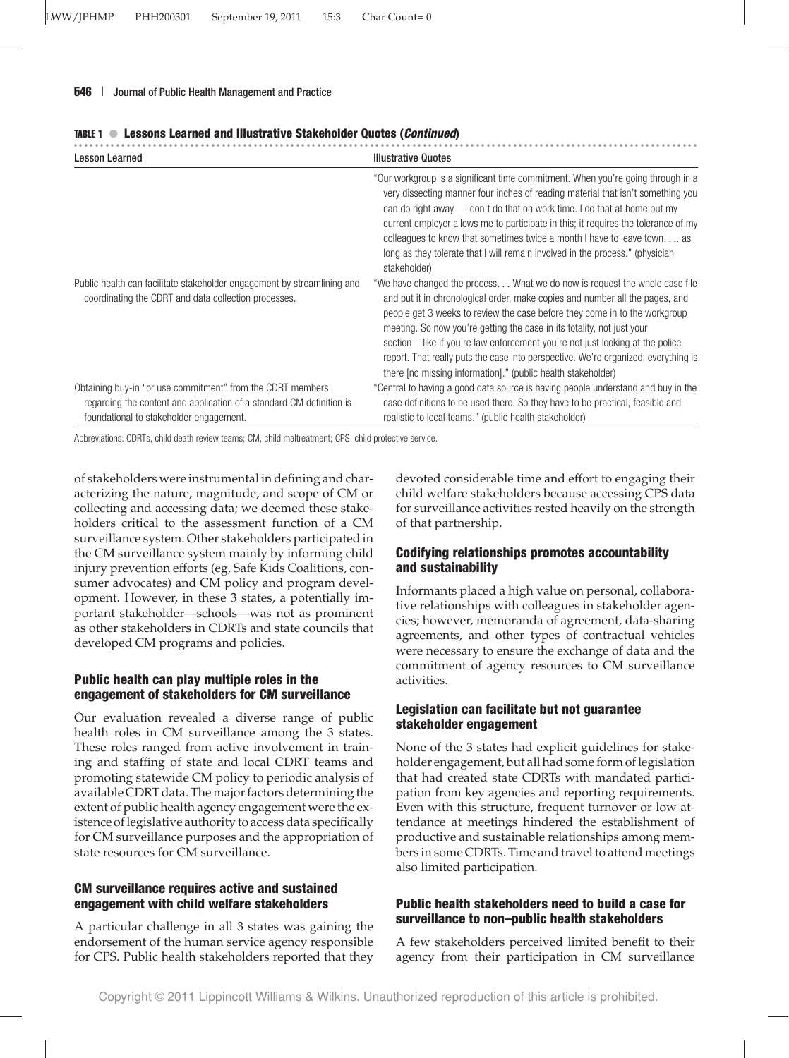**TABLE 1 ● Lessons Learned and Illustrative Stakeholder Quotes (*Continued*)**

| Lesson Learned | Illustrative Quotes |
|---|---|
| | "Our workgroup is a significant time commitment. When you're going through in a very dissecting manner four inches of reading material that isn't something you can do right away—I don't do that on work time. I do that at home but my current employer allows me to participate in this; it requires the tolerance of my colleagues to know that sometimes twice a month I have to leave town. . .. as long as they tolerate that I will remain involved in the process." (physician stakeholder) |
| Public health can facilitate stakeholder engagement by streamlining and coordinating the CDRT and data collection processes. | "We have changed the process. . . What we do now is request the whole case file and put it in chronological order, make copies and number all the pages, and people get 3 weeks to review the case before they come in to the workgroup meeting. So now you're getting the case in its totality, not just your section—like if you're law enforcement you're not just looking at the police report. That really puts the case into perspective. We're organized; everything is there [no missing information]." (public health stakeholder) |
| Obtaining buy-in "or use commitment" from the CDRT members regarding the content and application of a standard CM definition is foundational to stakeholder engagement. | "Central to having a good data source is having people understand and buy in the case definitions to be used there. So they have to be practical, feasible and realistic to local teams." (public health stakeholder) |

Abbreviations: CDRTs, child death review teams; CM, child maltreatment; CPS, child protective service.

of stakeholders were instrumental in defining and characterizing the nature, magnitude, and scope of CM or collecting and accessing data; we deemed these stakeholders critical to the assessment function of a CM surveillance system. Other stakeholders participated in the CM surveillance system mainly by informing child injury prevention efforts (eg, Safe Kids Coalitions, consumer advocates) and CM policy and program development. However, in these 3 states, a potentially important stakeholder—schools—was not as prominent as other stakeholders in CDRTs and state councils that developed CM programs and policies.

### Public health can play multiple roles in the engagement of stakeholders for CM surveillance

Our evaluation revealed a diverse range of public health roles in CM surveillance among the 3 states. These roles ranged from active involvement in training and staffing of state and local CDRT teams and promoting statewide CM policy to periodic analysis of available CDRT data. The major factors determining the extent of public health agency engagement were the existence of legislative authority to access data specifically for CM surveillance purposes and the appropriation of state resources for CM surveillance.

### CM surveillance requires active and sustained engagement with child welfare stakeholders

A particular challenge in all 3 states was gaining the endorsement of the human service agency responsible for CPS. Public health stakeholders reported that they devoted considerable time and effort to engaging their child welfare stakeholders because accessing CPS data for surveillance activities rested heavily on the strength of that partnership.

### Codifying relationships promotes accountability and sustainability

Informants placed a high value on personal, collaborative relationships with colleagues in stakeholder agencies; however, memoranda of agreement, data-sharing agreements, and other types of contractual vehicles were necessary to ensure the exchange of data and the commitment of agency resources to CM surveillance activities.

### Legislation can facilitate but not guarantee stakeholder engagement

None of the 3 states had explicit guidelines for stakeholder engagement, but all had some form of legislation that had created state CDRTs with mandated participation from key agencies and reporting requirements. Even with this structure, frequent turnover or low attendance at meetings hindered the establishment of productive and sustainable relationships among members in some CDRTs. Time and travel to attend meetings also limited participation.

### Public health stakeholders need to build a case for surveillance to non–public health stakeholders

A few stakeholders perceived limited benefit to their agency from their participation in CM surveillance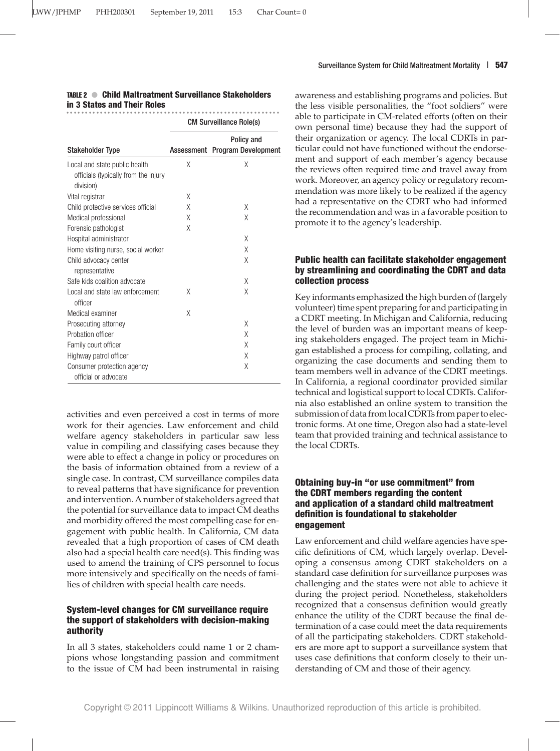**TABLE 2 ● Child Maltreatment Surveillance Stakeholders in 3 States and Their Roles**

| Stakeholder Type | CM Surveillance Role(s) | |
|---|---|---|
| | Assessment | Policy and Program Development |
| Local and state public health officials (typically from the injury division) | X | X |
| Vital registrar | X | |
| Child protective services official | X | X |
| Medical professional | X | X |
| Forensic pathologist | X | |
| Hospital administrator | | X |
| Home visiting nurse, social worker | | X |
| Child advocacy center representative | | X |
| Safe kids coalition advocate | | X |
| Local and state law enforcement officer | X | X |
| Medical examiner | X | |
| Prosecuting attorney | | X |
| Probation officer | | X |
| Family court officer | | X |
| Highway patrol officer | | X |
| Consumer protection agency official or advocate | | X |

activities and even perceived a cost in terms of more work for their agencies. Law enforcement and child welfare agency stakeholders in particular saw less value in compiling and classifying cases because they were able to effect a change in policy or procedures on the basis of information obtained from a review of a single case. In contrast, CM surveillance compiles data to reveal patterns that have significance for prevention and intervention. A number of stakeholders agreed that the potential for surveillance data to impact CM deaths and morbidity offered the most compelling case for engagement with public health. In California, CM data revealed that a high proportion of cases of CM death also had a special health care need(s). This finding was used to amend the training of CPS personnel to focus more intensively and specifically on the needs of families of children with special health care needs.

### System-level changes for CM surveillance require the support of stakeholders with decision-making authority

In all 3 states, stakeholders could name 1 or 2 champions whose longstanding passion and commitment to the issue of CM had been instrumental in raising awareness and establishing programs and policies. But the less visible personalities, the "foot soldiers" were able to participate in CM-related efforts (often on their own personal time) because they had the support of their organization or agency. The local CDRTs in particular could not have functioned without the endorsement and support of each member's agency because the reviews often required time and travel away from work. Moreover, an agency policy or regulatory recommendation was more likely to be realized if the agency had a representative on the CDRT who had informed the recommendation and was in a favorable position to promote it to the agency's leadership.

### Public health can facilitate stakeholder engagement by streamlining and coordinating the CDRT and data collection process

Key informants emphasized the high burden of (largely volunteer) time spent preparing for and participating in a CDRT meeting. In Michigan and California, reducing the level of burden was an important means of keeping stakeholders engaged. The project team in Michigan established a process for compiling, collating, and organizing the case documents and sending them to team members well in advance of the CDRT meetings. In California, a regional coordinator provided similar technical and logistical support to local CDRTs. California also established an online system to transition the submission of data from local CDRTs from paper to electronic forms. At one time, Oregon also had a state-level team that provided training and technical assistance to the local CDRTs.

### Obtaining buy-in "or use commitment" from the CDRT members regarding the content and application of a standard child maltreatment definition is foundational to stakeholder engagement

Law enforcement and child welfare agencies have specific definitions of CM, which largely overlap. Developing a consensus among CDRT stakeholders on a standard case definition for surveillance purposes was challenging and the states were not able to achieve it during the project period. Nonetheless, stakeholders recognized that a consensus definition would greatly enhance the utility of the CDRT because the final determination of a case could meet the data requirements of all the participating stakeholders. CDRT stakeholders are more apt to support a surveillance system that uses case definitions that conform closely to their understanding of CM and those of their agency.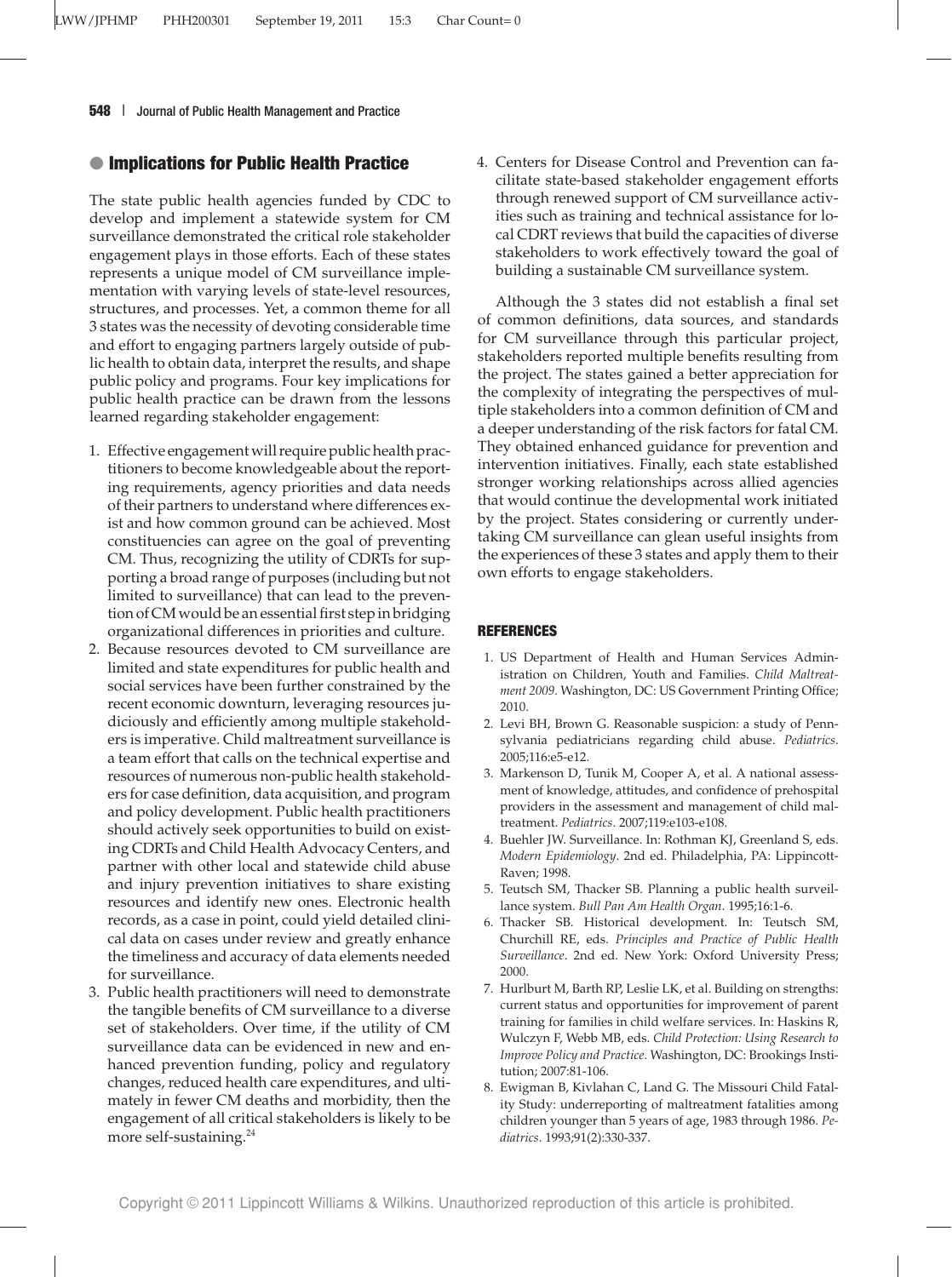## Implications for Public Health Practice

The state public health agencies funded by CDC to develop and implement a statewide system for CM surveillance demonstrated the critical role stakeholder engagement plays in those efforts. Each of these states represents a unique model of CM surveillance implementation with varying levels of state-level resources, structures, and processes. Yet, a common theme for all 3 states was the necessity of devoting considerable time and effort to engaging partners largely outside of public health to obtain data, interpret the results, and shape public policy and programs. Four key implications for public health practice can be drawn from the lessons learned regarding stakeholder engagement:

1. Effective engagement will require public health practitioners to become knowledgeable about the reporting requirements, agency priorities and data needs of their partners to understand where differences exist and how common ground can be achieved. Most constituencies can agree on the goal of preventing CM. Thus, recognizing the utility of CDRTs for supporting a broad range of purposes (including but not limited to surveillance) that can lead to the prevention of CM would be an essential first step in bridging organizational differences in priorities and culture.
2. Because resources devoted to CM surveillance are limited and state expenditures for public health and social services have been further constrained by the recent economic downturn, leveraging resources judiciously and efficiently among multiple stakeholders is imperative. Child maltreatment surveillance is a team effort that calls on the technical expertise and resources of numerous non-public health stakeholders for case definition, data acquisition, and program and policy development. Public health practitioners should actively seek opportunities to build on existing CDRTs and Child Health Advocacy Centers, and partner with other local and statewide child abuse and injury prevention initiatives to share existing resources and identify new ones. Electronic health records, as a case in point, could yield detailed clinical data on cases under review and greatly enhance the timeliness and accuracy of data elements needed for surveillance.
3. Public health practitioners will need to demonstrate the tangible benefits of CM surveillance to a diverse set of stakeholders. Over time, if the utility of CM surveillance data can be evidenced in new and enhanced prevention funding, policy and regulatory changes, reduced health care expenditures, and ultimately in fewer CM deaths and morbidity, then the engagement of all critical stakeholders is likely to be more self-sustaining.[24]
4. Centers for Disease Control and Prevention can facilitate state-based stakeholder engagement efforts through renewed support of CM surveillance activities such as training and technical assistance for local CDRT reviews that build the capacities of diverse stakeholders to work effectively toward the goal of building a sustainable CM surveillance system.

Although the 3 states did not establish a final set of common definitions, data sources, and standards for CM surveillance through this particular project, stakeholders reported multiple benefits resulting from the project. The states gained a better appreciation for the complexity of integrating the perspectives of multiple stakeholders into a common definition of CM and a deeper understanding of the risk factors for fatal CM. They obtained enhanced guidance for prevention and intervention initiatives. Finally, each state established stronger working relationships across allied agencies that would continue the developmental work initiated by the project. States considering or currently undertaking CM surveillance can glean useful insights from the experiences of these 3 states and apply them to their own efforts to engage stakeholders.

### REFERENCES

1. US Department of Health and Human Services Administration on Children, Youth and Families. *Child Maltreatment 2009*. Washington, DC: US Government Printing Office; 2010.
2. Levi BH, Brown G. Reasonable suspicion: a study of Pennsylvania pediatricians regarding child abuse. *Pediatrics*. 2005;116:e5-e12.
3. Markenson D, Tunik M, Cooper A, et al. A national assessment of knowledge, attitudes, and confidence of prehospital providers in the assessment and management of child maltreatment. *Pediatrics*. 2007;119:e103-e108.
4. Buehler JW. Surveillance. In: Rothman KJ, Greenland S, eds. *Modern Epidemiology*. 2nd ed. Philadelphia, PA: Lippincott-Raven; 1998.
5. Teutsch SM, Thacker SB. Planning a public health surveillance system. *Bull Pan Am Health Organ*. 1995;16:1-6.
6. Thacker SB. Historical development. In: Teutsch SM, Churchill RE, eds. *Principles and Practice of Public Health Surveillance*. 2nd ed. New York: Oxford University Press; 2000.
7. Hurlburt M, Barth RP, Leslie LK, et al. Building on strengths: current status and opportunities for improvement of parent training for families in child welfare services. In: Haskins R, Wulczyn F, Webb MB, eds. *Child Protection: Using Research to Improve Policy and Practice*. Washington, DC: Brookings Institution; 2007:81-106.
8. Ewigman B, Kivlahan C, Land G. The Missouri Child Fatality Study: underreporting of maltreatment fatalities among children younger than 5 years of age, 1983 through 1986. *Pediatrics*. 1993;91(2):330-337.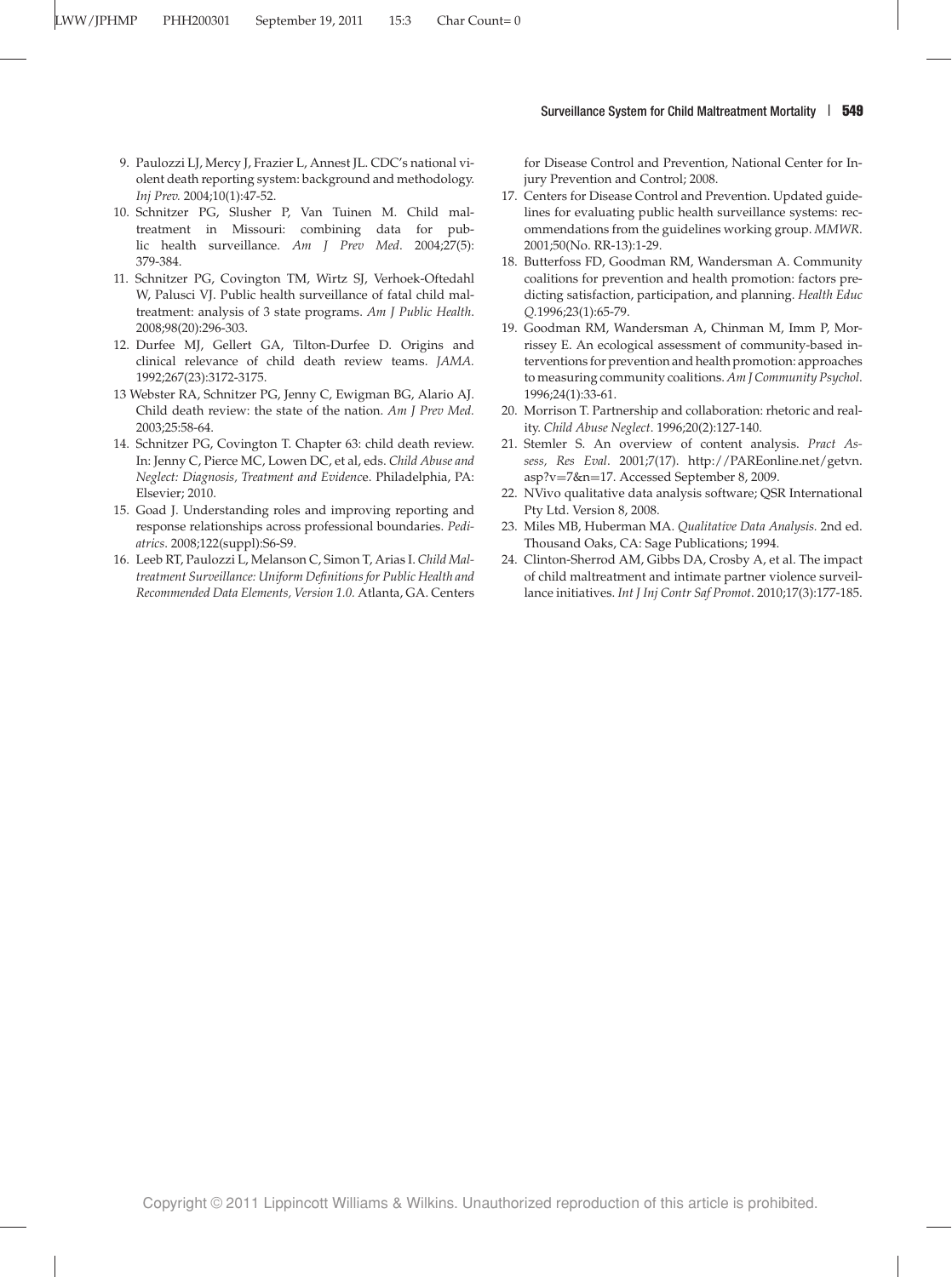9. Paulozzi LJ, Mercy J, Frazier L, Annest JL. CDC's national violent death reporting system: background and methodology. *Inj Prev.* 2004;10(1):47-52.
10. Schnitzer PG, Slusher P, Van Tuinen M. Child maltreatment in Missouri: combining data for public health surveillance. *Am J Prev Med*. 2004;27(5): 379-384.
11. Schnitzer PG, Covington TM, Wirtz SJ, Verhoek-Oftedahl W, Palusci VJ. Public health surveillance of fatal child maltreatment: analysis of 3 state programs. *Am J Public Health*. 2008;98(20):296-303.
12. Durfee MJ, Gellert GA, Tilton-Durfee D. Origins and clinical relevance of child death review teams. *JAMA.* 1992;267(23):3172-3175.
13 Webster RA, Schnitzer PG, Jenny C, Ewigman BG, Alario AJ. Child death review: the state of the nation. *Am J Prev Med.* 2003;25:58-64.
14. Schnitzer PG, Covington T. Chapter 63: child death review. In: Jenny C, Pierce MC, Lowen DC, et al, eds. *Child Abuse and Neglect: Diagnosis, Treatment and Evidenc*e. Philadelphia, PA: Elsevier; 2010.
15. Goad J. Understanding roles and improving reporting and response relationships across professional boundaries. *Pediatrics*. 2008;122(suppl):S6-S9.
16. Leeb RT, Paulozzi L, Melanson C, Simon T, Arias I. *Child Maltreatment Surveillance: Uniform Definitions for Public Health and Recommended Data Elements, Version 1.0.* Atlanta, GA. Centers for Disease Control and Prevention, National Center for Injury Prevention and Control; 2008.
17. Centers for Disease Control and Prevention. Updated guidelines for evaluating public health surveillance systems: recommendations from the guidelines working group. *MMWR*. 2001;50(No. RR-13):1-29.
18. Butterfoss FD, Goodman RM, Wandersman A. Community coalitions for prevention and health promotion: factors predicting satisfaction, participation, and planning. *Health Educ Q.*1996;23(1):65-79.
19. Goodman RM, Wandersman A, Chinman M, Imm P, Morrissey E. An ecological assessment of community-based interventions for prevention and health promotion: approaches to measuring community coalitions. *Am J Community Psychol*. 1996;24(1):33-61.
20. Morrison T. Partnership and collaboration: rhetoric and reality. *Child Abuse Neglect*. 1996;20(2):127-140.
21. Stemler S. An overview of content analysis. *Pract Assess, Res Eval*. 2001;7(17). http://PAREonline.net/getvn.asp?v=7&n=17. Accessed September 8, 2009.
22. NVivo qualitative data analysis software; QSR International Pty Ltd. Version 8, 2008.
23. Miles MB, Huberman MA. *Qualitative Data Analysis.* 2nd ed. Thousand Oaks, CA: Sage Publications; 1994.
24. Clinton-Sherrod AM, Gibbs DA, Crosby A, et al. The impact of child maltreatment and intimate partner violence surveillance initiatives. *Int J Inj Contr Saf Promot*. 2010;17(3):177-185.